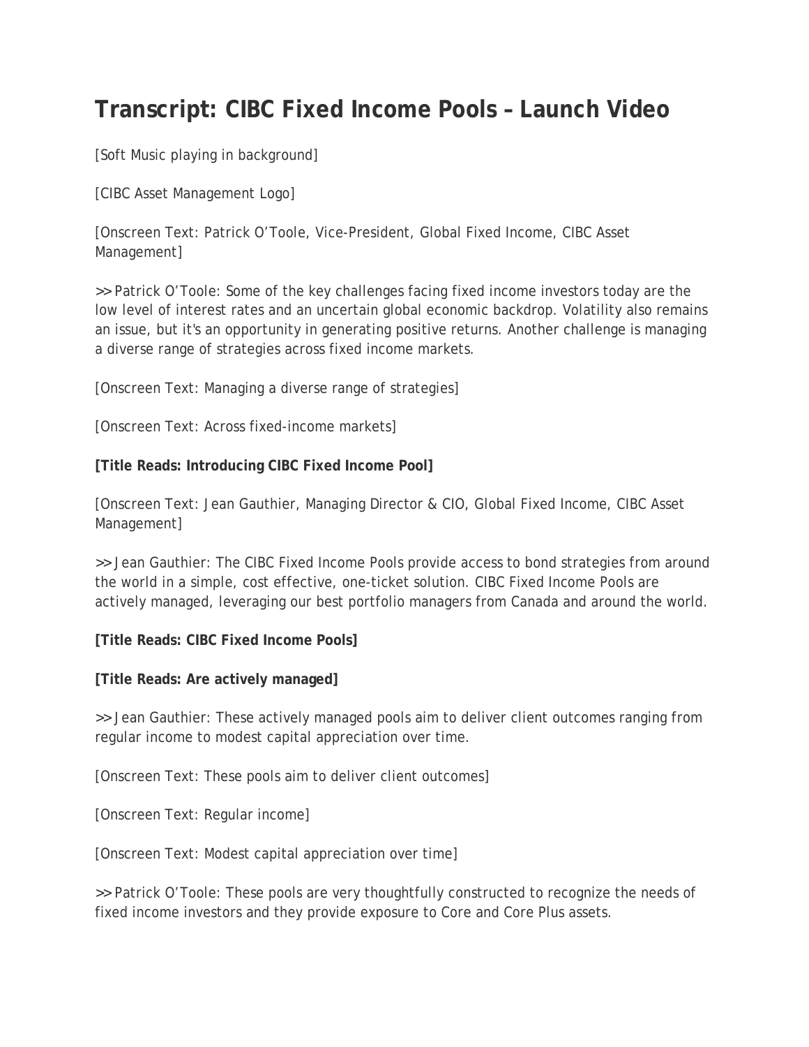# Transcript: CIBC Fixed Income Pools – Launch Video

[Soft Music playing in background]

[CIBC Asset Management Logo]

[Onscreen Text: Patrick O'Toole, Vice-President, Global Fixed Income, CIBC Asset Management]

>> Patrick O'Toole: Some of the key challenges facing fixed income investors today are the low level of interest rates and an uncertain global economic backdrop. Volatility also remains an issue, but it's an opportunity in generating positive returns. Another challenge is managing a diverse range of strategies across fixed income markets.

[Onscreen Text: Managing a diverse range of strategies]

[Onscreen Text: Across fixed-income markets]

**[Title Reads: Introducing CIBC Fixed Income Pool]**

[Onscreen Text: Jean Gauthier, Managing Director & CIO, Global Fixed Income, CIBC Asset Management]

>> Jean Gauthier: The CIBC Fixed Income Pools provide access to bond strategies from around the world in a simple, cost effective, one-ticket solution. CIBC Fixed Income Pools are actively managed, leveraging our best portfolio managers from Canada and around the world.

**[Title Reads: CIBC Fixed Income Pools]**

**[Title Reads: Are actively managed]**

>> Jean Gauthier: These actively managed pools aim to deliver client outcomes ranging from regular income to modest capital appreciation over time.

[Onscreen Text: These pools aim to deliver client outcomes]

[Onscreen Text: Regular income]

[Onscreen Text: Modest capital appreciation over time]

>> Patrick O'Toole: These pools are very thoughtfully constructed to recognize the needs of fixed income investors and they provide exposure to Core and Core Plus assets.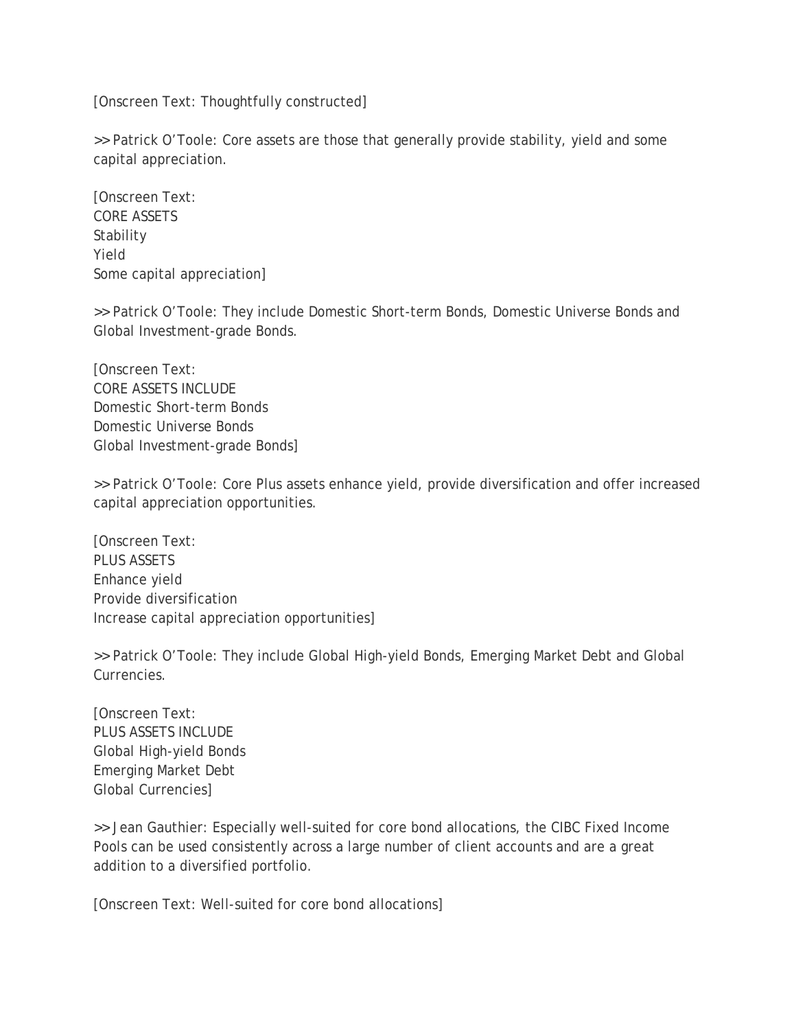[Onscreen Text: Thoughtfully constructed]

>> Patrick O'Toole: Core assets are those that generally provide stability, yield and some capital appreciation.

[Onscreen Text:
CORE ASSETS
Stability
Yield
Some capital appreciation]

>> Patrick O'Toole: They include Domestic Short-term Bonds, Domestic Universe Bonds and Global Investment-grade Bonds.

[Onscreen Text:
CORE ASSETS INCLUDE
Domestic Short-term Bonds
Domestic Universe Bonds
Global Investment-grade Bonds]

>> Patrick O'Toole: Core Plus assets enhance yield, provide diversification and offer increased capital appreciation opportunities.

[Onscreen Text:
PLUS ASSETS
Enhance yield
Provide diversification
Increase capital appreciation opportunities]

>> Patrick O'Toole: They include Global High-yield Bonds, Emerging Market Debt and Global Currencies.

[Onscreen Text:
PLUS ASSETS INCLUDE
Global High-yield Bonds
Emerging Market Debt
Global Currencies]

>> Jean Gauthier: Especially well-suited for core bond allocations, the CIBC Fixed Income Pools can be used consistently across a large number of client accounts and are a great addition to a diversified portfolio.

[Onscreen Text: Well-suited for core bond allocations]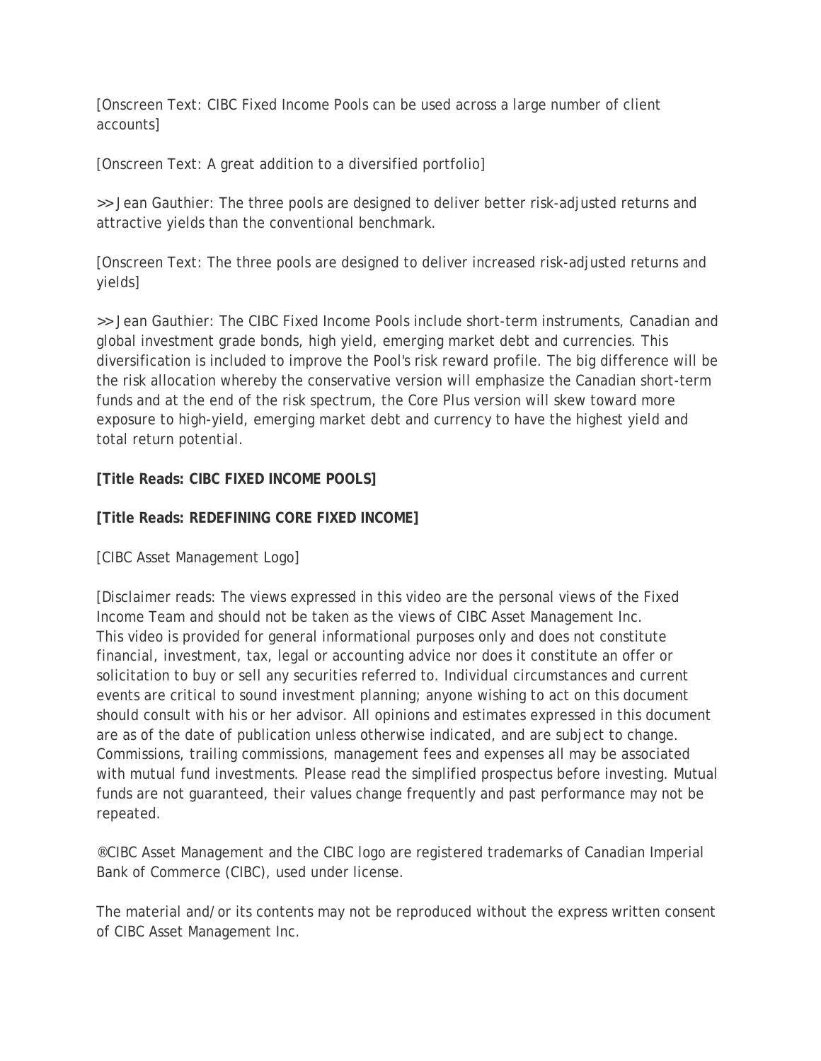[Onscreen Text: CIBC Fixed Income Pools can be used across a large number of client accounts]

[Onscreen Text: A great addition to a diversified portfolio]

>> Jean Gauthier: The three pools are designed to deliver better risk-adjusted returns and attractive yields than the conventional benchmark.

[Onscreen Text: The three pools are designed to deliver increased risk-adjusted returns and yields]

>> Jean Gauthier: The CIBC Fixed Income Pools include short-term instruments, Canadian and global investment grade bonds, high yield, emerging market debt and currencies. This diversification is included to improve the Pool's risk reward profile. The big difference will be the risk allocation whereby the conservative version will emphasize the Canadian short-term funds and at the end of the risk spectrum, the Core Plus version will skew toward more exposure to high-yield, emerging market debt and currency to have the highest yield and total return potential.

**[Title Reads: CIBC FIXED INCOME POOLS]**

**[Title Reads: REDEFINING CORE FIXED INCOME]**

[CIBC Asset Management Logo]

[Disclaimer reads: The views expressed in this video are the personal views of the Fixed Income Team and should not be taken as the views of CIBC Asset Management Inc. This video is provided for general informational purposes only and does not constitute financial, investment, tax, legal or accounting advice nor does it constitute an offer or solicitation to buy or sell any securities referred to. Individual circumstances and current events are critical to sound investment planning; anyone wishing to act on this document should consult with his or her advisor. All opinions and estimates expressed in this document are as of the date of publication unless otherwise indicated, and are subject to change. Commissions, trailing commissions, management fees and expenses all may be associated with mutual fund investments. Please read the simplified prospectus before investing. Mutual funds are not guaranteed, their values change frequently and past performance may not be repeated.

®CIBC Asset Management and the CIBC logo are registered trademarks of Canadian Imperial Bank of Commerce (CIBC), used under license.

The material and/or its contents may not be reproduced without the express written consent of CIBC Asset Management Inc.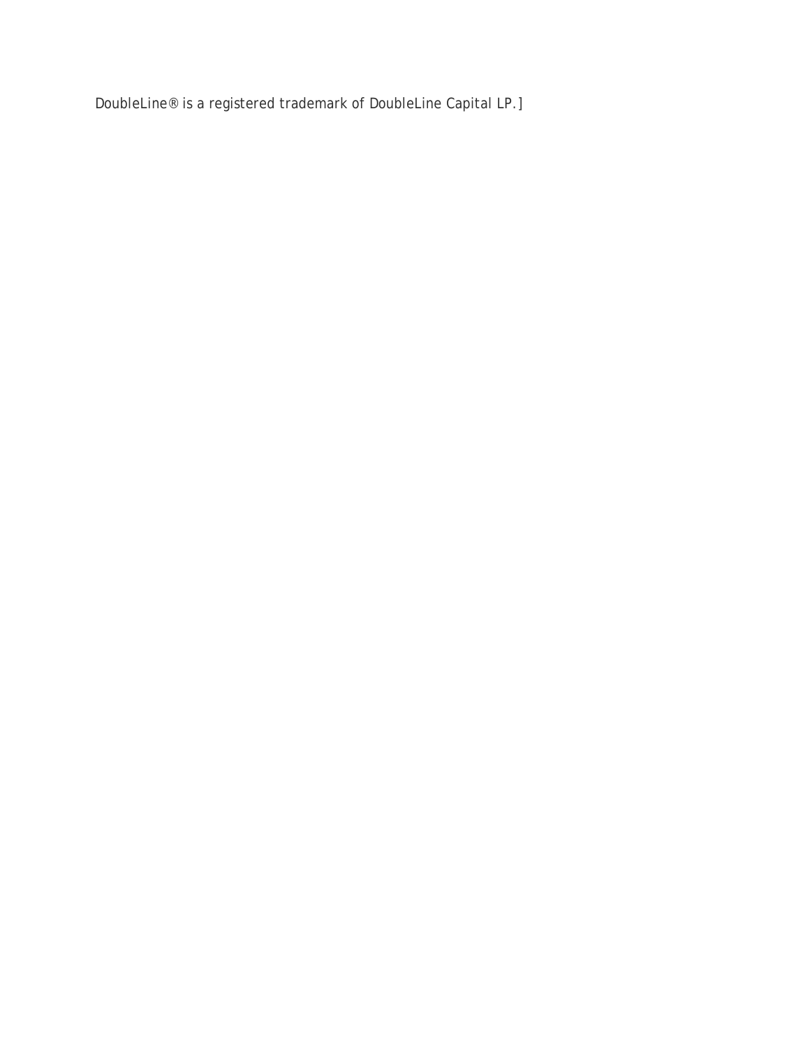DoubleLine® is a registered trademark of DoubleLine Capital LP.]